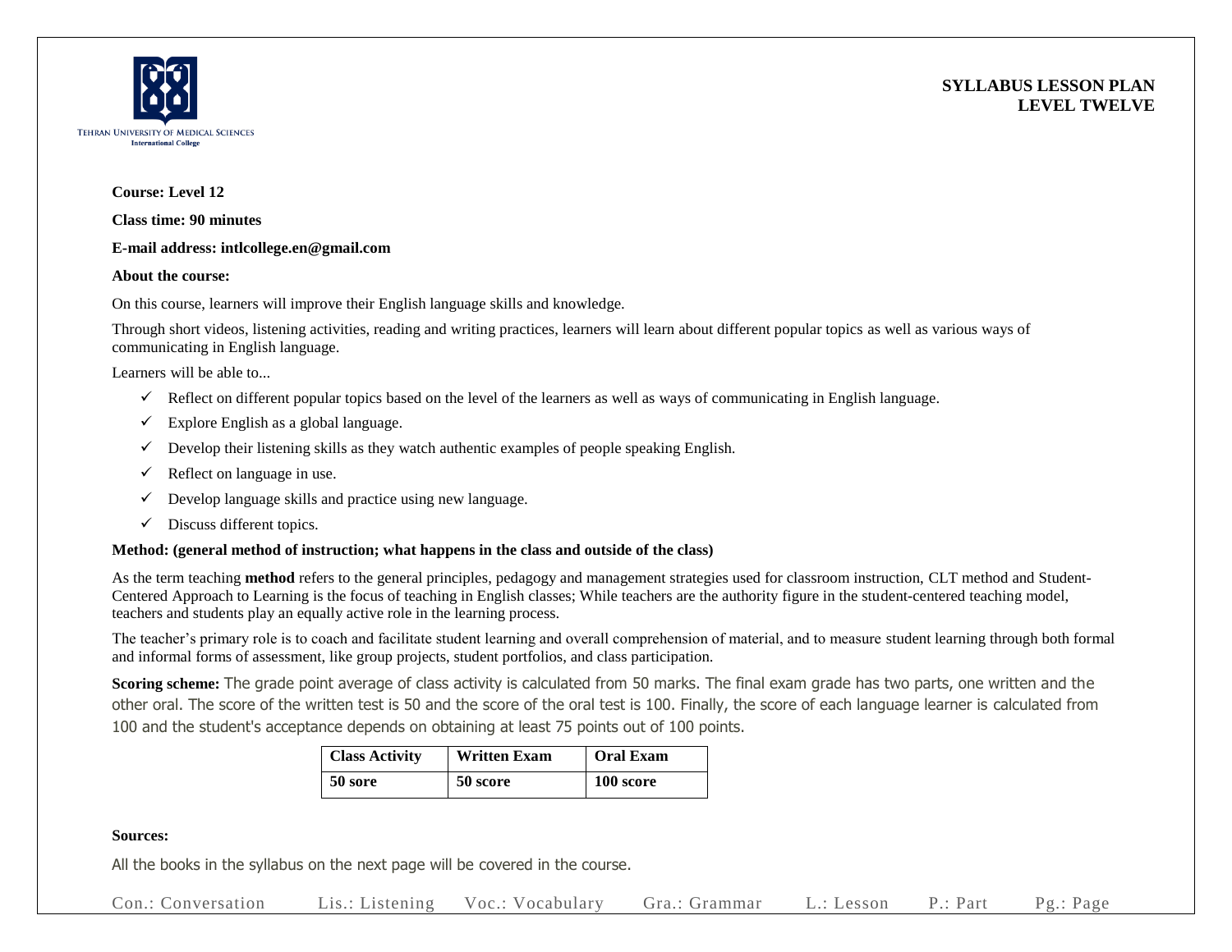TEHRAN UNIVERSITY OF MEDICAL SCIENCES
International College

**SYLLABUS LESSON PLAN**
**LEVEL TWELVE**

**Course: Level 12**

**Class time: 90 minutes**

**E-mail address: intlcollege.en@gmail.com**

**About the course:**

On this course, learners will improve their English language skills and knowledge.

Through short videos, listening activities, reading and writing practices, learners will learn about different popular topics as well as various ways of communicating in English language.

Learners will be able to...

- ✓ Reflect on different popular topics based on the level of the learners as well as ways of communicating in English language.
- ✓ Explore English as a global language.
- ✓ Develop their listening skills as they watch authentic examples of people speaking English.
- ✓ Reflect on language in use.
- ✓ Develop language skills and practice using new language.
- ✓ Discuss different topics.

**Method: (general method of instruction; what happens in the class and outside of the class)**

As the term teaching **method** refers to the general principles, pedagogy and management strategies used for classroom instruction, CLT method and Student-Centered Approach to Learning is the focus of teaching in English classes; While teachers are the authority figure in the student-centered teaching model, teachers and students play an equally active role in the learning process.

The teacher's primary role is to coach and facilitate student learning and overall comprehension of material, and to measure student learning through both formal and informal forms of assessment, like group projects, student portfolios, and class participation.

**Scoring scheme:** The grade point average of class activity is calculated from 50 marks. The final exam grade has two parts, one written and the other oral. The score of the written test is 50 and the score of the oral test is 100. Finally, the score of each language learner is calculated from 100 and the student's acceptance depends on obtaining at least 75 points out of 100 points.

| Class Activity | Written Exam | Oral Exam |
|---|---|---|
| 50 sore | 50 score | 100 score |

**Sources:**

All the books in the syllabus on the next page will be covered in the course.

Con.: Conversation    Lis.: Listening    Voc.: Vocabulary    Gra.: Grammar    L.: Lesson    P.: Part    Pg.: Page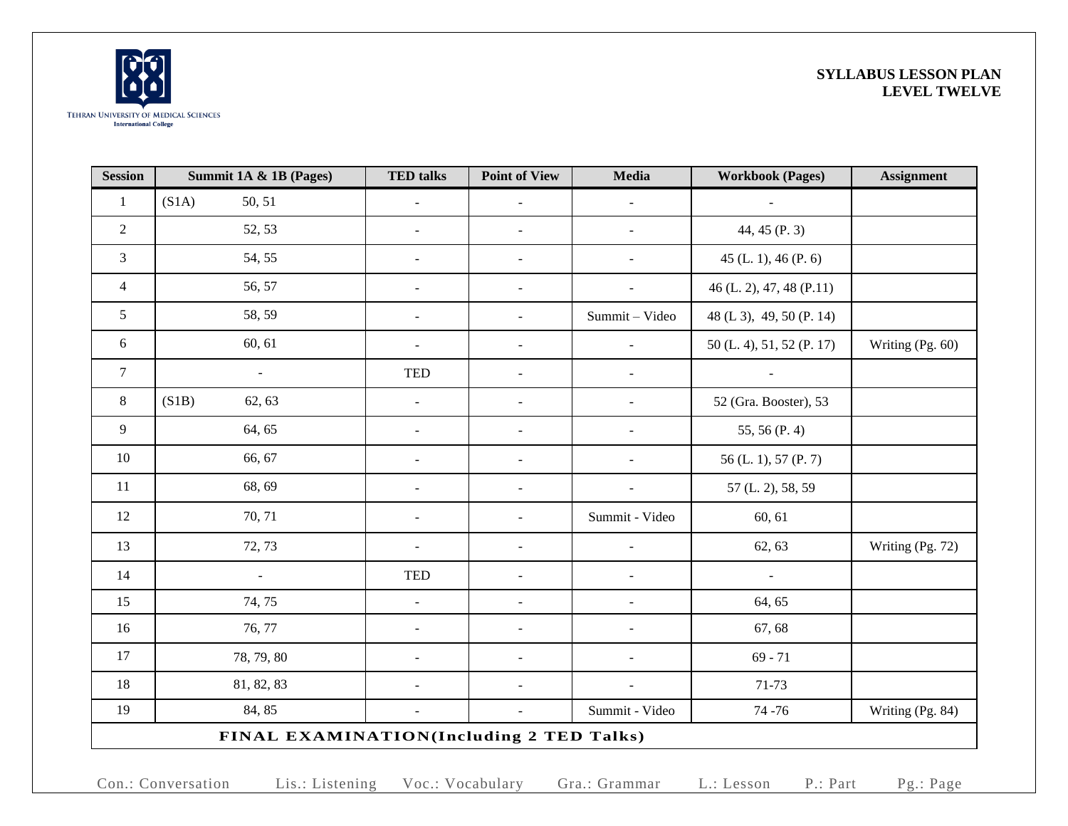TEHRAN UNIVERSITY OF MEDICAL SCIENCES
International College

**SYLLABUS LESSON PLAN**
**LEVEL TWELVE**

| Session | Summit 1A & 1B (Pages) | TED talks | Point of View | Media | Workbook (Pages) | Assignment |
|---|---|---|---|---|---|---|
| 1 | (S1A) 50, 51 | - | - | - | - | |
| 2 | 52, 53 | - | - | - | 44, 45 (P. 3) | |
| 3 | 54, 55 | - | - | - | 45 (L. 1), 46 (P. 6) | |
| 4 | 56, 57 | - | - | - | 46 (L. 2), 47, 48 (P.11) | |
| 5 | 58, 59 | - | - | Summit – Video | 48 (L 3), 49, 50 (P. 14) | |
| 6 | 60, 61 | - | - | - | 50 (L. 4), 51, 52 (P. 17) | Writing (Pg. 60) |
| 7 | - | TED | - | - | - | |
| 8 | (S1B) 62, 63 | - | - | - | 52 (Gra. Booster), 53 | |
| 9 | 64, 65 | - | - | - | 55, 56 (P. 4) | |
| 10 | 66, 67 | - | - | - | 56 (L. 1), 57 (P. 7) | |
| 11 | 68, 69 | - | - | - | 57 (L. 2), 58, 59 | |
| 12 | 70, 71 | - | - | Summit - Video | 60, 61 | |
| 13 | 72, 73 | - | - | - | 62, 63 | Writing (Pg. 72) |
| 14 | - | TED | - | - | - | |
| 15 | 74, 75 | - | - | - | 64, 65 | |
| 16 | 76, 77 | - | - | - | 67, 68 | |
| 17 | 78, 79, 80 | - | - | - | 69 - 71 | |
| 18 | 81, 82, 83 | - | - | - | 71-73 | |
| 19 | 84, 85 | - | - | Summit - Video | 74 -76 | Writing (Pg. 84) |
| **FINAL EXAMINATION(Including 2 TED Talks)** | | | | | | |

Con.: Conversation   Lis.: Listening   Voc.: Vocabulary   Gra.: Grammar   L.: Lesson   P.: Part   Pg.: Page